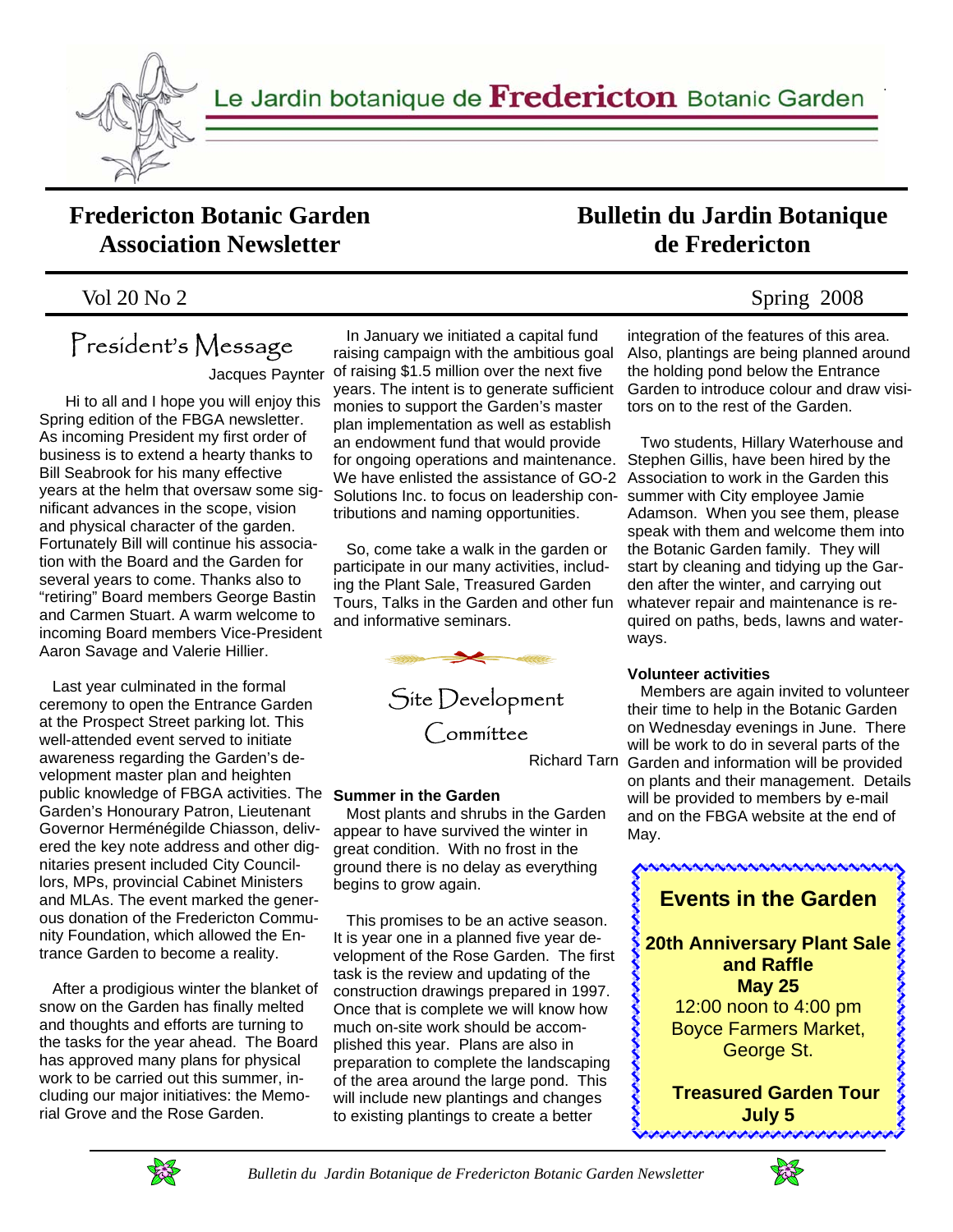Le Jardin botanique de **Fredericton** Botanic Garden

# Fredericton Botanic Garden Association Newsletter

# Bulletin du Jardin Botanique de Fredericton

Vol 20 No 2 — Spring 2008

## President's Message

Jacques Paynter

Hi to all and I hope you will enjoy this Spring edition of the FBGA newsletter. As incoming President my first order of business is to extend a hearty thanks to Bill Seabrook for his many effective years at the helm that oversaw some significant advances in the scope, vision and physical character of the garden. Fortunately Bill will continue his association with the Board and the Garden for several years to come. Thanks also to "retiring" Board members George Bastin and Carmen Stuart. A warm welcome to incoming Board members Vice-President Aaron Savage and Valerie Hillier.

Last year culminated in the formal ceremony to open the Entrance Garden at the Prospect Street parking lot. This well-attended event served to initiate awareness regarding the Garden's development master plan and heighten public knowledge of FBGA activities. The Garden's Honourary Patron, Lieutenant Governor Herménégilde Chiasson, delivered the key note address and other dignitaries present included City Councillors, MPs, provincial Cabinet Ministers and MLAs. The event marked the generous donation of the Fredericton Community Foundation, which allowed the Entrance Garden to become a reality.

After a prodigious winter the blanket of snow on the Garden has finally melted and thoughts and efforts are turning to the tasks for the year ahead. The Board has approved many plans for physical work to be carried out this summer, including our major initiatives: the Memorial Grove and the Rose Garden.

In January we initiated a capital fund raising campaign with the ambitious goal of raising $1.5 million over the next five years. The intent is to generate sufficient monies to support the Garden's master plan implementation as well as establish an endowment fund that would provide for ongoing operations and maintenance. We have enlisted the assistance of GO-2 Solutions Inc. to focus on leadership contributions and naming opportunities.

So, come take a walk in the garden or participate in our many activities, including the Plant Sale, Treasured Garden Tours, Talks in the Garden and other fun and informative seminars.

## Site Development Committee

Richard Tarn

**Summer in the Garden**

Most plants and shrubs in the Garden appear to have survived the winter in great condition. With no frost in the ground there is no delay as everything begins to grow again.

This promises to be an active season. It is year one in a planned five year development of the Rose Garden. The first task is the review and updating of the construction drawings prepared in 1997. Once that is complete we will know how much on-site work should be accomplished this year. Plans are also in preparation to complete the landscaping of the area around the large pond. This will include new plantings and changes to existing plantings to create a better integration of the features of this area. Also, plantings are being planned around the holding pond below the Entrance Garden to introduce colour and draw visitors on to the rest of the Garden.

Two students, Hillary Waterhouse and Stephen Gillis, have been hired by the Association to work in the Garden this summer with City employee Jamie Adamson. When you see them, please speak with them and welcome them into the Botanic Garden family. They will start by cleaning and tidying up the Garden after the winter, and carrying out whatever repair and maintenance is required on paths, beds, lawns and waterways.

**Volunteer activities**

Members are again invited to volunteer their time to help in the Botanic Garden on Wednesday evenings in June. There will be work to do in several parts of the Garden and information will be provided on plants and their management. Details will be provided to members by e-mail and on the FBGA website at the end of May.

### Events in the Garden

**20th Anniversary Plant Sale and Raffle**
**May 25**
12:00 noon to 4:00 pm
Boyce Farmers Market, George St.

**Treasured Garden Tour**
**July 5**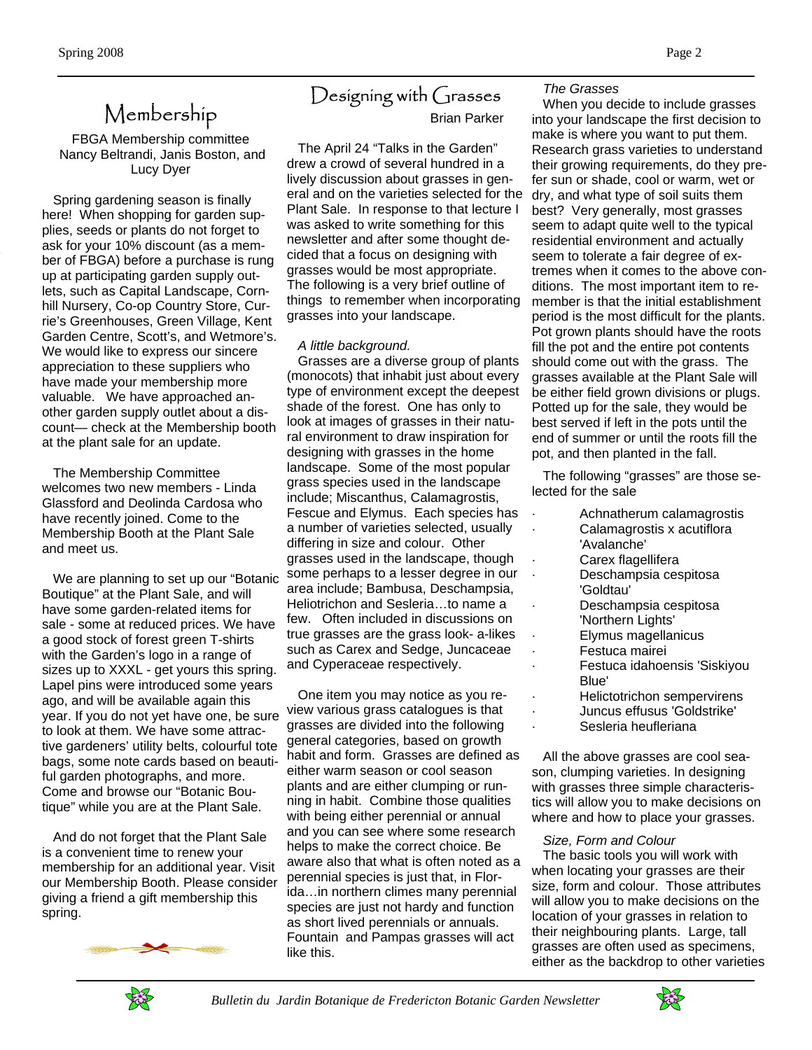## Membership

FBGA Membership committee
Nancy Beltrandi, Janis Boston, and Lucy Dyer

Spring gardening season is finally here! When shopping for garden supplies, seeds or plants do not forget to ask for your 10% discount (as a member of FBGA) before a purchase is rung up at participating garden supply outlets, such as Capital Landscape, Cornhill Nursery, Co-op Country Store, Currie's Greenhouses, Green Village, Kent Garden Centre, Scott's, and Wetmore's. We would like to express our sincere appreciation to these suppliers who have made your membership more valuable. We have approached another garden supply outlet about a discount— check at the Membership booth at the plant sale for an update.

The Membership Committee welcomes two new members - Linda Glassford and Deolinda Cardosa who have recently joined. Come to the Membership Booth at the Plant Sale and meet us.

We are planning to set up our "Botanic Boutique" at the Plant Sale, and will have some garden-related items for sale - some at reduced prices. We have a good stock of forest green T-shirts with the Garden's logo in a range of sizes up to XXXL - get yours this spring. Lapel pins were introduced some years ago, and will be available again this year. If you do not yet have one, be sure to look at them. We have some attractive gardeners' utility belts, colourful tote bags, some note cards based on beautiful garden photographs, and more. Come and browse our "Botanic Boutique" while you are at the Plant Sale.

And do not forget that the Plant Sale is a convenient time to renew your membership for an additional year. Visit our Membership Booth. Please consider giving a friend a gift membership this spring.

## Designing with Grasses

Brian Parker

The April 24 "Talks in the Garden" drew a crowd of several hundred in a lively discussion about grasses in general and on the varieties selected for the Plant Sale. In response to that lecture I was asked to write something for this newsletter and after some thought decided that a focus on designing with grasses would be most appropriate. The following is a very brief outline of things to remember when incorporating grasses into your landscape.

*A little background.*

Grasses are a diverse group of plants (monocots) that inhabit just about every type of environment except the deepest shade of the forest. One has only to look at images of grasses in their natural environment to draw inspiration for designing with grasses in the home landscape. Some of the most popular grass species used in the landscape include; Miscanthus, Calamagrostis, Fescue and Elymus. Each species has a number of varieties selected, usually differing in size and colour. Other grasses used in the landscape, though some perhaps to a lesser degree in our area include; Bambusa, Deschampsia, Heliotrichon and Sesleria…to name a few. Often included in discussions on true grasses are the grass look- a-likes such as Carex and Sedge, Juncaceae and Cyperaceae respectively.

One item you may notice as you review various grass catalogues is that grasses are divided into the following general categories, based on growth habit and form. Grasses are defined as either warm season or cool season plants and are either clumping or running in habit. Combine those qualities with being either perennial or annual and you can see where some research helps to make the correct choice. Be aware also that what is often noted as a perennial species is just that, in Florida…in northern climes many perennial species are just not hardy and function as short lived perennials or annuals. Fountain and Pampas grasses will act like this.

*The Grasses*

When you decide to include grasses into your landscape the first decision to make is where you want to put them. Research grass varieties to understand their growing requirements, do they prefer sun or shade, cool or warm, wet or dry, and what type of soil suits them best? Very generally, most grasses seem to adapt quite well to the typical residential environment and actually seem to tolerate a fair degree of extremes when it comes to the above conditions. The most important item to remember is that the initial establishment period is the most difficult for the plants. Pot grown plants should have the roots fill the pot and the entire pot contents should come out with the grass. The grasses available at the Plant Sale will be either field grown divisions or plugs. Potted up for the sale, they would be best served if left in the pots until the end of summer or until the roots fill the pot, and then planted in the fall.

The following "grasses" are those selected for the sale

- Achnatherum calamagrostis
- Calamagrostis x acutiflora 'Avalanche'
- Carex flagellifera
- Deschampsia cespitosa 'Goldtau'
- Deschampsia cespitosa 'Northern Lights'
- Elymus magellanicus
- Festuca mairei
- Festuca idahoensis 'Siskiyou Blue'
- Helictotrichon sempervirens
- Juncus effusus 'Goldstrike'
- Sesleria heufleriana

All the above grasses are cool season, clumping varieties. In designing with grasses three simple characteristics will allow you to make decisions on where and how to place your grasses.

*Size, Form and Colour*

The basic tools you will work with when locating your grasses are their size, form and colour. Those attributes will allow you to make decisions on the location of your grasses in relation to their neighbouring plants. Large, tall grasses are often used as specimens, either as the backdrop to other varieties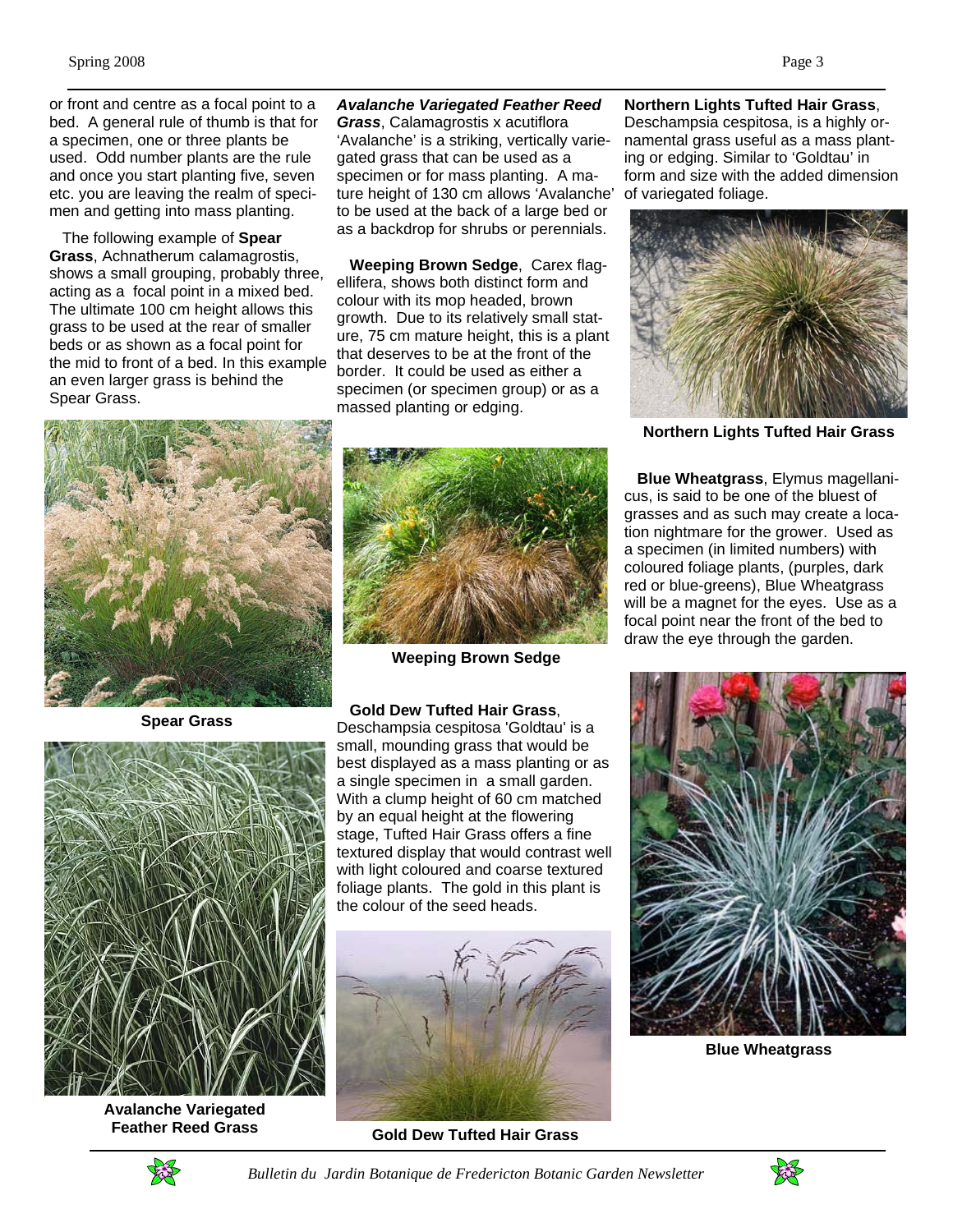or front and centre as a focal point to a bed. A general rule of thumb is that for a specimen, one or three plants be used. Odd number plants are the rule and once you start planting five, seven etc. you are leaving the realm of specimen and getting into mass planting.

The following example of **Spear Grass**, Achnatherum calamagrostis, shows a small grouping, probably three, acting as a focal point in a mixed bed. The ultimate 100 cm height allows this grass to be used at the rear of smaller beds or as shown as a focal point for the mid to front of a bed. In this example an even larger grass is behind the Spear Grass.

**Spear Grass**

**Avalanche Variegated Feather Reed Grass**

***Avalanche Variegated Feather Reed Grass***, Calamagrostis x acutiflora 'Avalanche' is a striking, vertically variegated grass that can be used as a specimen or for mass planting. A mature height of 130 cm allows 'Avalanche' to be used at the back of a large bed or as a backdrop for shrubs or perennials.

**Weeping Brown Sedge**, Carex flagellifera, shows both distinct form and colour with its mop headed, brown growth. Due to its relatively small stature, 75 cm mature height, this is a plant that deserves to be at the front of the border. It could be used as either a specimen (or specimen group) or as a massed planting or edging.

**Weeping Brown Sedge**

**Gold Dew Tufted Hair Grass**, Deschampsia cespitosa 'Goldtau' is a small, mounding grass that would be best displayed as a mass planting or as a single specimen in a small garden. With a clump height of 60 cm matched by an equal height at the flowering stage, Tufted Hair Grass offers a fine textured display that would contrast well with light coloured and coarse textured foliage plants. The gold in this plant is the colour of the seed heads.

**Gold Dew Tufted Hair Grass**

**Northern Lights Tufted Hair Grass**, Deschampsia cespitosa, is a highly ornamental grass useful as a mass planting or edging. Similar to 'Goldtau' in form and size with the added dimension of variegated foliage.

**Northern Lights Tufted Hair Grass**

**Blue Wheatgrass**, Elymus magellanicus, is said to be one of the bluest of grasses and as such may create a location nightmare for the grower. Used as a specimen (in limited numbers) with coloured foliage plants, (purples, dark red or blue-greens), Blue Wheatgrass will be a magnet for the eyes. Use as a focal point near the front of the bed to draw the eye through the garden.

**Blue Wheatgrass**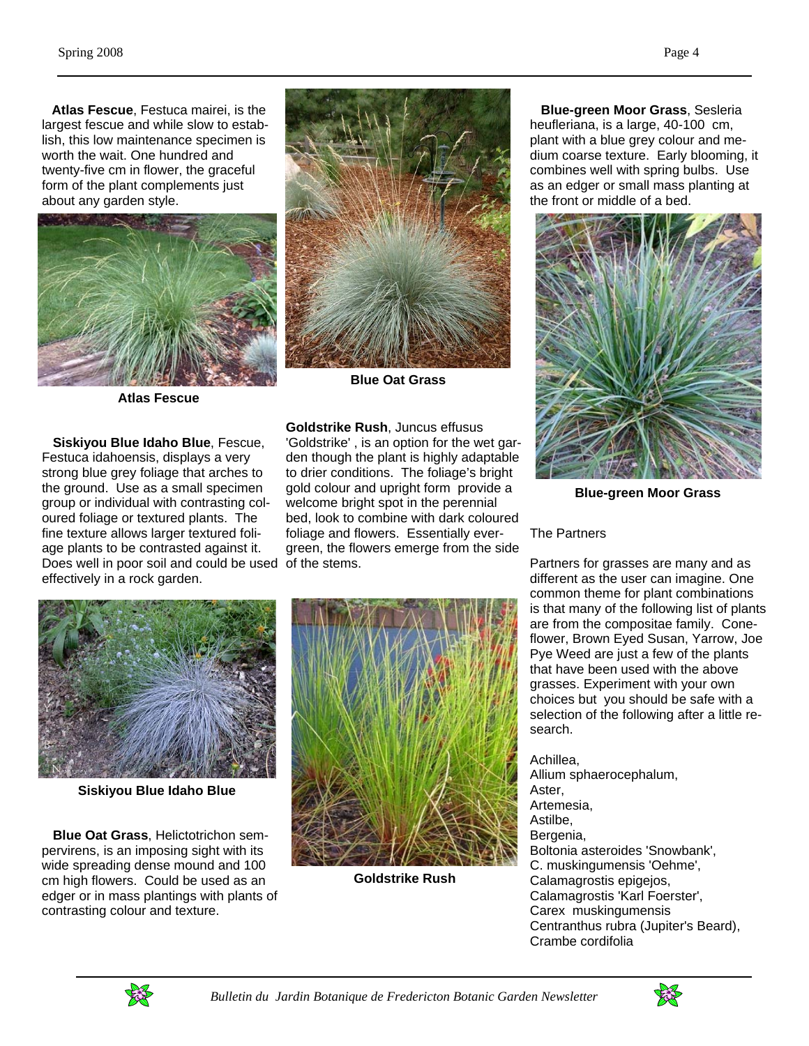**Atlas Fescue**, Festuca mairei, is the largest fescue and while slow to establish, this low maintenance specimen is worth the wait. One hundred and twenty-five cm in flower, the graceful form of the plant complements just about any garden style.

Atlas Fescue

Blue Oat Grass

**Siskiyou Blue Idaho Blue**, Fescue, Festuca idahoensis, displays a very strong blue grey foliage that arches to the ground. Use as a small specimen group or individual with contrasting coloured foliage or textured plants. The fine texture allows larger textured foliage plants to be contrasted against it. Does well in poor soil and could be used effectively in a rock garden.

Siskiyou Blue Idaho Blue

**Blue Oat Grass**, Helictotrichon sempervirens, is an imposing sight with its wide spreading dense mound and 100 cm high flowers. Could be used as an edger or in mass plantings with plants of contrasting colour and texture.

**Goldstrike Rush**, Juncus effusus 'Goldstrike' , is an option for the wet garden though the plant is highly adaptable to drier conditions. The foliage's bright gold colour and upright form provide a welcome bright spot in the perennial bed, look to combine with dark coloured foliage and flowers. Essentially evergreen, the flowers emerge from the side of the stems.

Goldstrike Rush

**Blue-green Moor Grass**, Sesleria heufleriana, is a large, 40-100 cm, plant with a blue grey colour and medium coarse texture. Early blooming, it combines well with spring bulbs. Use as an edger or small mass planting at the front or middle of a bed.

Blue-green Moor Grass

The Partners

Partners for grasses are many and as different as the user can imagine. One common theme for plant combinations is that many of the following list of plants are from the compositae family. Coneflower, Brown Eyed Susan, Yarrow, Joe Pye Weed are just a few of the plants that have been used with the above grasses. Experiment with your own choices but you should be safe with a selection of the following after a little research.

Achillea,
Allium sphaerocephalum,
Aster,
Artemesia,
Astilbe,
Bergenia,
Boltonia asteroides 'Snowbank',
C. muskingumensis 'Oehme',
Calamagrostis epigejos,
Calamagrostis 'Karl Foerster',
Carex muskingumensis
Centranthus rubra (Jupiter's Beard),
Crambe cordifolia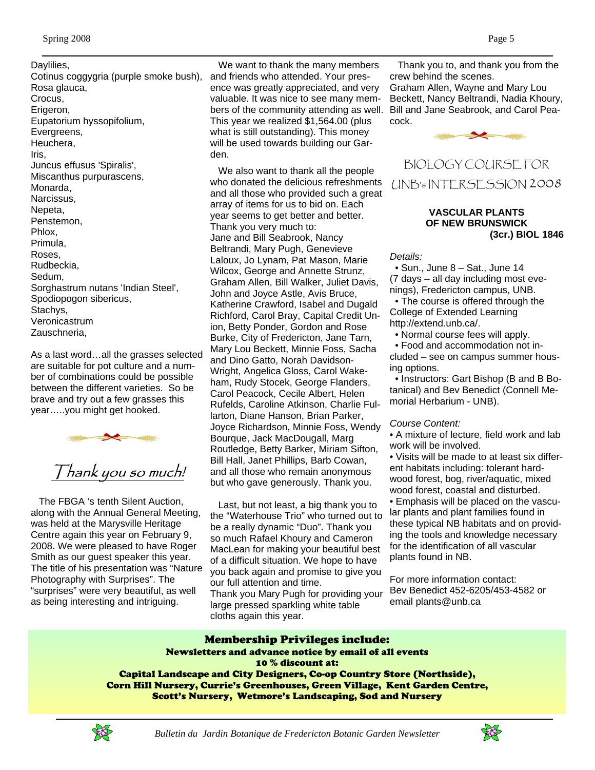Daylilies,
Cotinus coggygria (purple smoke bush),
Rosa glauca,
Crocus,
Erigeron,
Eupatorium hyssopifolium,
Evergreens,
Heuchera,
Iris,
Juncus effusus 'Spiralis',
Miscanthus purpurascens,
Monarda,
Narcissus,
Nepeta,
Penstemon,
Phlox,
Primula,
Roses,
Rudbeckia,
Sedum,
Sorghastrum nutans 'Indian Steel',
Spodiopogon sibericus,
Stachys,
Veronicastrum
Zauschneria,

As a last word…all the grasses selected are suitable for pot culture and a number of combinations could be possible between the different varieties. So be brave and try out a few grasses this year…..you might get hooked.

## *Thank you so much!*

The FBGA 's tenth Silent Auction, along with the Annual General Meeting, was held at the Marysville Heritage Centre again this year on February 9, 2008. We were pleased to have Roger Smith as our guest speaker this year. The title of his presentation was "Nature Photography with Surprises". The "surprises" were very beautiful, as well as being interesting and intriguing.

We want to thank the many members and friends who attended. Your presence was greatly appreciated, and very valuable. It was nice to see many members of the community attending as well. This year we realized $1,564.00 (plus what is still outstanding). This money will be used towards building our Garden.

We also want to thank all the people who donated the delicious refreshments and all those who provided such a great array of items for us to bid on. Each year seems to get better and better. Thank you very much to:
Jane and Bill Seabrook, Nancy Beltrandi, Mary Pugh, Genevieve Laloux, Jo Lynam, Pat Mason, Marie Wilcox, George and Annette Strunz, Graham Allen, Bill Walker, Juliet Davis, John and Joyce Astle, Avis Bruce, Katherine Crawford, Isabel and Dugald Richford, Carol Bray, Capital Credit Union, Betty Ponder, Gordon and Rose Burke, City of Fredericton, Jane Tarn, Mary Lou Beckett, Minnie Foss, Sacha and Dino Gatto, Norah Davidson-Wright, Angelica Gloss, Carol Wakeham, Rudy Stocek, George Flanders, Carol Peacock, Cecile Albert, Helen Rufelds, Caroline Atkinson, Charlie Fullarton, Diane Hanson, Brian Parker, Joyce Richardson, Minnie Foss, Wendy Bourque, Jack MacDougall, Marg Routledge, Betty Barker, Miriam Sifton, Bill Hall, Janet Phillips, Barb Cowan, and all those who remain anonymous but who gave generously. Thank you.

Last, but not least, a big thank you to the "Waterhouse Trio" who turned out to be a really dynamic "Duo". Thank you so much Rafael Khoury and Cameron MacLean for making your beautiful best of a difficult situation. We hope to have you back again and promise to give you our full attention and time.
Thank you Mary Pugh for providing your large pressed sparkling white table cloths again this year.

Thank you to, and thank you from the crew behind the scenes.
Graham Allen, Wayne and Mary Lou Beckett, Nancy Beltrandi, Nadia Khoury, Bill and Jane Seabrook, and Carol Peacock.

## BIOLOGY COURSE FOR UNB's INTERSESSION 2008

**VASCULAR PLANTS OF NEW BRUNSWICK (3cr.) BIOL 1846**

*Details:*

- Sun., June 8 – Sat., June 14 (7 days – all day including most evenings), Fredericton campus, UNB.
- The course is offered through the College of Extended Learning http://extend.unb.ca/.
- Normal course fees will apply.
- Food and accommodation not included – see on campus summer housing options.
- Instructors: Gart Bishop (B and B Botanical) and Bev Benedict (Connell Memorial Herbarium - UNB).

*Course Content:*

- A mixture of lecture, field work and lab work will be involved.
- Visits will be made to at least six different habitats including: tolerant hardwood forest, bog, river/aquatic, mixed wood forest, coastal and disturbed.
- Emphasis will be placed on the vascular plants and plant families found in these typical NB habitats and on providing the tools and knowledge necessary for the identification of all vascular plants found in NB.

For more information contact:
Bev Benedict 452-6205/453-4582 or email plants@unb.ca

**Membership Privileges include:**
**Newsletters and advance notice by email of all events**
**10 % discount at:**
**Capital Landscape and City Designers, Co-op Country Store (Northside), Corn Hill Nursery, Currie's Greenhouses, Green Village, Kent Garden Centre, Scott's Nursery, Wetmore's Landscaping, Sod and Nursery**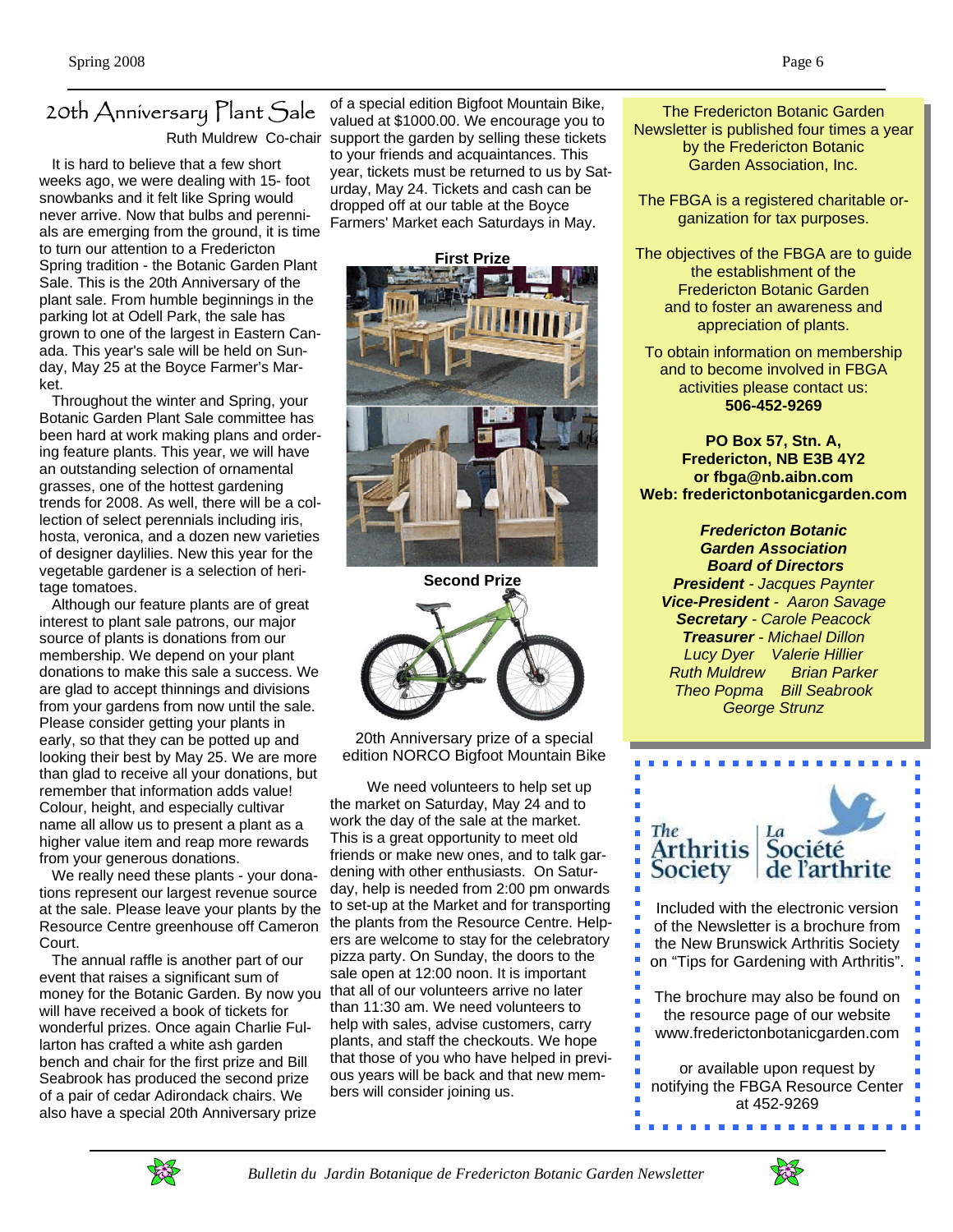## 20th Anniversary Plant Sale

Ruth Muldrew Co-chair

It is hard to believe that a few short weeks ago, we were dealing with 15- foot snowbanks and it felt like Spring would never arrive. Now that bulbs and perennials are emerging from the ground, it is time to turn our attention to a Fredericton Spring tradition - the Botanic Garden Plant Sale. This is the 20th Anniversary of the plant sale. From humble beginnings in the parking lot at Odell Park, the sale has grown to one of the largest in Eastern Canada. This year's sale will be held on Sunday, May 25 at the Boyce Farmer's Market.

Throughout the winter and Spring, your Botanic Garden Plant Sale committee has been hard at work making plans and ordering feature plants. This year, we will have an outstanding selection of ornamental grasses, one of the hottest gardening trends for 2008. As well, there will be a collection of select perennials including iris, hosta, veronica, and a dozen new varieties of designer daylilies. New this year for the vegetable gardener is a selection of heritage tomatoes.

Although our feature plants are of great interest to plant sale patrons, our major source of plants is donations from our membership. We depend on your plant donations to make this sale a success. We are glad to accept thinnings and divisions from your gardens from now until the sale. Please consider getting your plants in early, so that they can be potted up and looking their best by May 25. We are more than glad to receive all your donations, but remember that information adds value! Colour, height, and especially cultivar name all allow us to present a plant as a higher value item and reap more rewards from your generous donations.

We really need these plants - your donations represent our largest revenue source at the sale. Please leave your plants by the Resource Centre greenhouse off Cameron Court.

The annual raffle is another part of our event that raises a significant sum of money for the Botanic Garden. By now you will have received a book of tickets for wonderful prizes. Once again Charlie Fullarton has crafted a white ash garden bench and chair for the first prize and Bill Seabrook has produced the second prize of a pair of cedar Adirondack chairs. We also have a special 20th Anniversary prize of a special edition Bigfoot Mountain Bike, valued at $1000.00. We encourage you to support the garden by selling these tickets to your friends and acquaintances. This year, tickets must be returned to us by Saturday, May 24. Tickets and cash can be dropped off at our table at the Boyce Farmers' Market each Saturdays in May.

**First Prize**

**Second Prize**

20th Anniversary prize of a special edition NORCO Bigfoot Mountain Bike

We need volunteers to help set up the market on Saturday, May 24 and to work the day of the sale at the market. This is a great opportunity to meet old friends or make new ones, and to talk gardening with other enthusiasts. On Saturday, help is needed from 2:00 pm onwards to set-up at the Market and for transporting the plants from the Resource Centre. Helpers are welcome to stay for the celebratory pizza party. On Sunday, the doors to the sale open at 12:00 noon. It is important that all of our volunteers arrive no later than 11:30 am. We need volunteers to help with sales, advise customers, carry plants, and staff the checkouts. We hope that those of you who have helped in previous years will be back and that new members will consider joining us.

---

The Fredericton Botanic Garden Newsletter is published four times a year by the Fredericton Botanic Garden Association, Inc.

The FBGA is a registered charitable organization for tax purposes.

The objectives of the FBGA are to guide the establishment of the Fredericton Botanic Garden and to foster an awareness and appreciation of plants.

To obtain information on membership and to become involved in FBGA activities please contact us:
**506-452-9269**

**PO Box 57, Stn. A,**
**Fredericton, NB E3B 4Y2**
**or fbga@nb.aibn.com**
**Web: frederictonbotanicgarden.com**

***Fredericton Botanic Garden Association Board of Directors***

***President*** *- Jacques Paynter*
***Vice-President*** *- Aaron Savage*
***Secretary*** *- Carole Peacock*
***Treasurer*** *- Michael Dillon*
*Lucy Dyer Valerie Hillier*
*Ruth Muldrew Brian Parker*
*Theo Popma Bill Seabrook*
*George Strunz*

---

The Arthritis Society | La Société de l'arthrite

Included with the electronic version of the Newsletter is a brochure from the New Brunswick Arthritis Society on "Tips for Gardening with Arthritis".

The brochure may also be found on the resource page of our website www.frederictonbotanicgarden.com

or available upon request by notifying the FBGA Resource Center at 452-9269